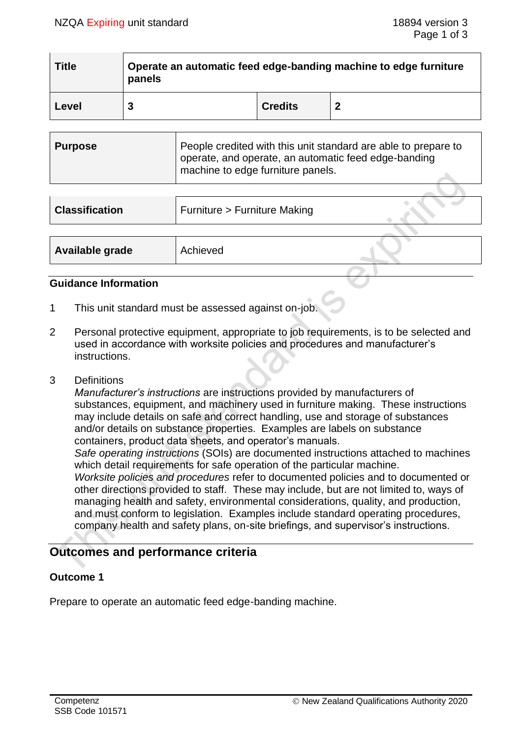| Title | Operate an automatic feed edge-banding machine to edge furniture panels | | |
|---|---|---|---|
| Level | 3 | Credits | 2 |

| Purpose | People credited with this unit standard are able to prepare to operate, and operate, an automatic feed edge-banding machine to edge furniture panels. |
|---|---|

| Classification | Furniture > Furniture Making |
|---|---|

| Available grade | Achieved |
|---|---|

## Guidance Information

1 This unit standard must be assessed against on-job.

2 Personal protective equipment, appropriate to job requirements, is to be selected and used in accordance with worksite policies and procedures and manufacturer's instructions.

3 Definitions

*Manufacturer's instructions* are instructions provided by manufacturers of substances, equipment, and machinery used in furniture making. These instructions may include details on safe and correct handling, use and storage of substances and/or details on substance properties. Examples are labels on substance containers, product data sheets, and operator's manuals.

*Safe operating instructions* (SOIs) are documented instructions attached to machines which detail requirements for safe operation of the particular machine.

*Worksite policies and procedures* refer to documented policies and to documented or other directions provided to staff. These may include, but are not limited to, ways of managing health and safety, environmental considerations, quality, and production, and must conform to legislation. Examples include standard operating procedures, company health and safety plans, on-site briefings, and supervisor's instructions.

## Outcomes and performance criteria

### Outcome 1

Prepare to operate an automatic feed edge-banding machine.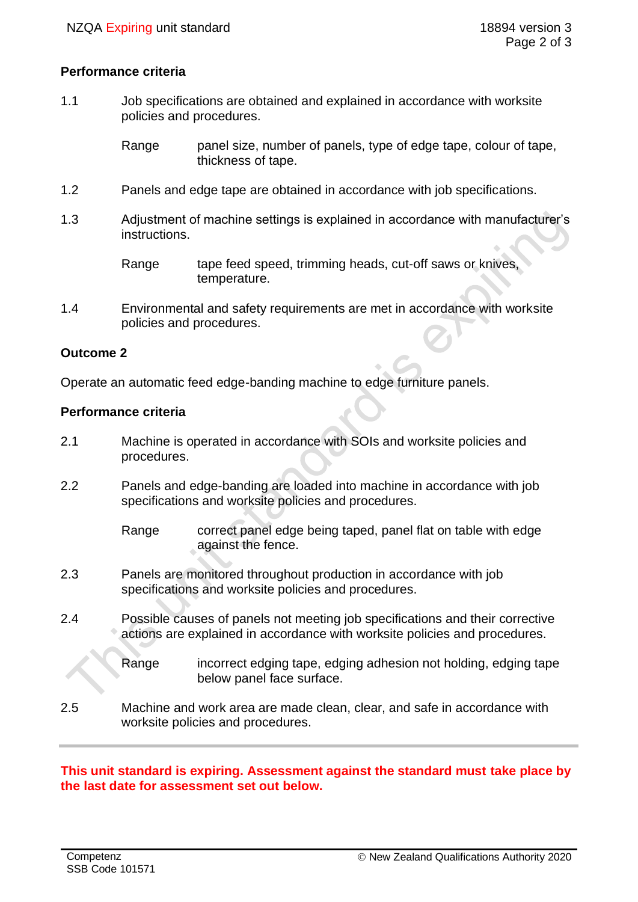### Performance criteria

1.1 Job specifications are obtained and explained in accordance with worksite policies and procedures.

Range panel size, number of panels, type of edge tape, colour of tape, thickness of tape.

1.2 Panels and edge tape are obtained in accordance with job specifications.

1.3 Adjustment of machine settings is explained in accordance with manufacturer's instructions.

Range tape feed speed, trimming heads, cut-off saws or knives, temperature.

1.4 Environmental and safety requirements are met in accordance with worksite policies and procedures.

## Outcome 2

Operate an automatic feed edge-banding machine to edge furniture panels.

### Performance criteria

2.1 Machine is operated in accordance with SOIs and worksite policies and procedures.

2.2 Panels and edge-banding are loaded into machine in accordance with job specifications and worksite policies and procedures.

Range correct panel edge being taped, panel flat on table with edge against the fence.

2.3 Panels are monitored throughout production in accordance with job specifications and worksite policies and procedures.

2.4 Possible causes of panels not meeting job specifications and their corrective actions are explained in accordance with worksite policies and procedures.

Range incorrect edging tape, edging adhesion not holding, edging tape below panel face surface.

2.5 Machine and work area are made clean, clear, and safe in accordance with worksite policies and procedures.

---

**This unit standard is expiring. Assessment against the standard must take place by the last date for assessment set out below.**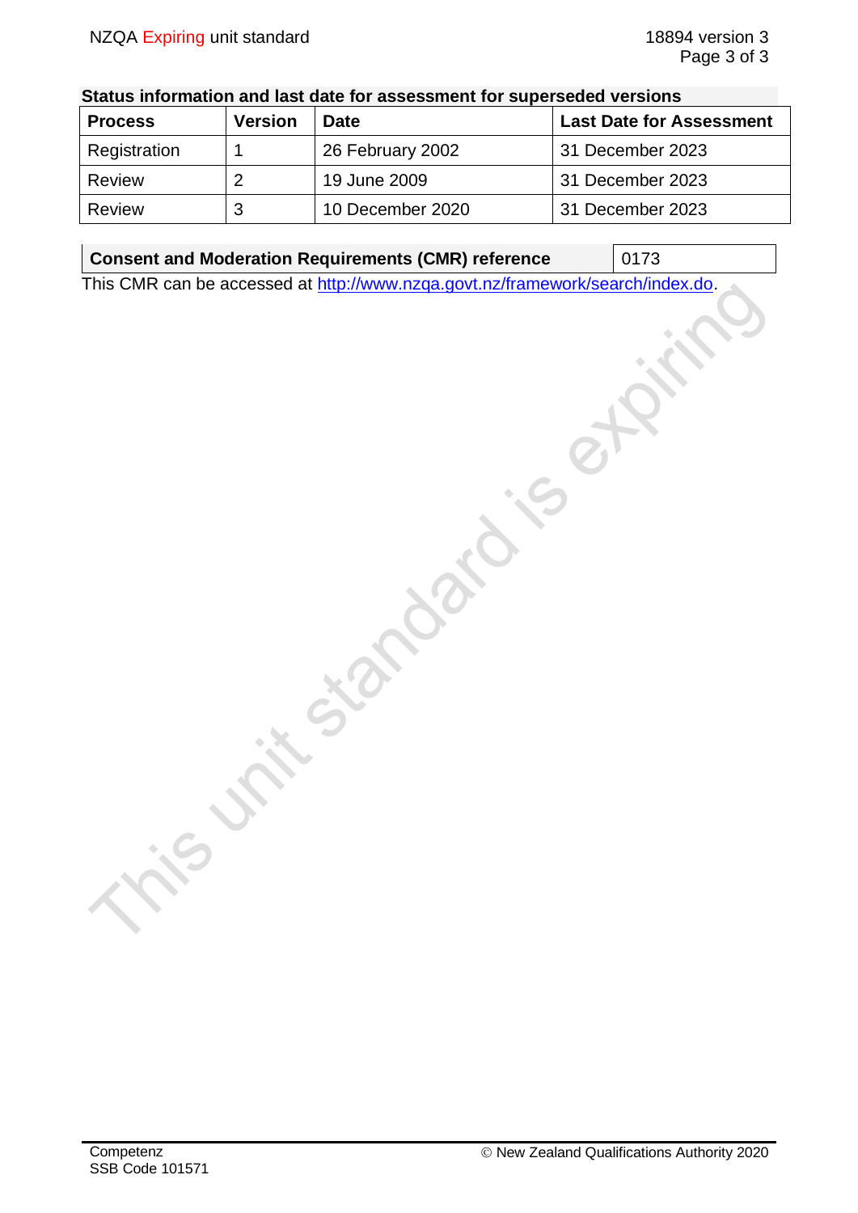**Status information and last date for assessment for superseded versions**

| Process | Version | Date | Last Date for Assessment |
|---|---|---|---|
| Registration | 1 | 26 February 2002 | 31 December 2023 |
| Review | 2 | 19 June 2009 | 31 December 2023 |
| Review | 3 | 10 December 2020 | 31 December 2023 |

| | |
|---|---|
| **Consent and Moderation Requirements (CMR) reference** | 0173 |

This CMR can be accessed at http://www.nzqa.govt.nz/framework/search/index.do.